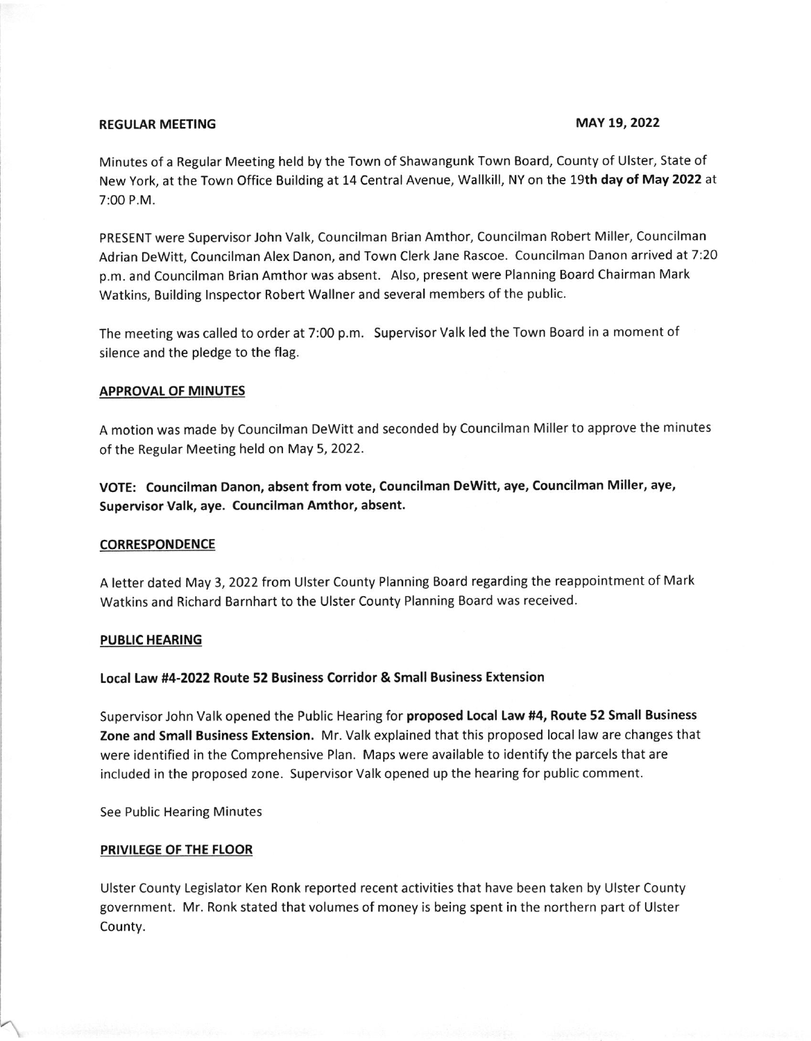**REGULAR MEETING** **MAY 19, 2022**

Minutes of a Regular Meeting held by the Town of Shawangunk Town Board, County of Ulster, State of New York, at the Town Office Building at 14 Central Avenue, Wallkill, NY on the **19th day of May 2022** at 7:00 P.M.

PRESENT were Supervisor John Valk, Councilman Brian Amthor, Councilman Robert Miller, Councilman Adrian DeWitt, Councilman Alex Danon, and Town Clerk Jane Rascoe. Councilman Danon arrived at 7:20 p.m. and Councilman Brian Amthor was absent. Also, present were Planning Board Chairman Mark Watkins, Building Inspector Robert Wallner and several members of the public.

The meeting was called to order at 7:00 p.m. Supervisor Valk led the Town Board in a moment of silence and the pledge to the flag.

**APPROVAL OF MINUTES**

A motion was made by Councilman DeWitt and seconded by Councilman Miller to approve the minutes of the Regular Meeting held on May 5, 2022.

**VOTE: Councilman Danon, absent from vote, Councilman DeWitt, aye, Councilman Miller, aye, Supervisor Valk, aye. Councilman Amthor, absent.**

**CORRESPONDENCE**

A letter dated May 3, 2022 from Ulster County Planning Board regarding the reappointment of Mark Watkins and Richard Barnhart to the Ulster County Planning Board was received.

**PUBLIC HEARING**

**Local Law #4-2022 Route 52 Business Corridor & Small Business Extension**

Supervisor John Valk opened the Public Hearing for **proposed Local Law #4, Route 52 Small Business Zone and Small Business Extension.** Mr. Valk explained that this proposed local law are changes that were identified in the Comprehensive Plan. Maps were available to identify the parcels that are included in the proposed zone. Supervisor Valk opened up the hearing for public comment.

See Public Hearing Minutes

**PRIVILEGE OF THE FLOOR**

Ulster County Legislator Ken Ronk reported recent activities that have been taken by Ulster County government. Mr. Ronk stated that volumes of money is being spent in the northern part of Ulster County.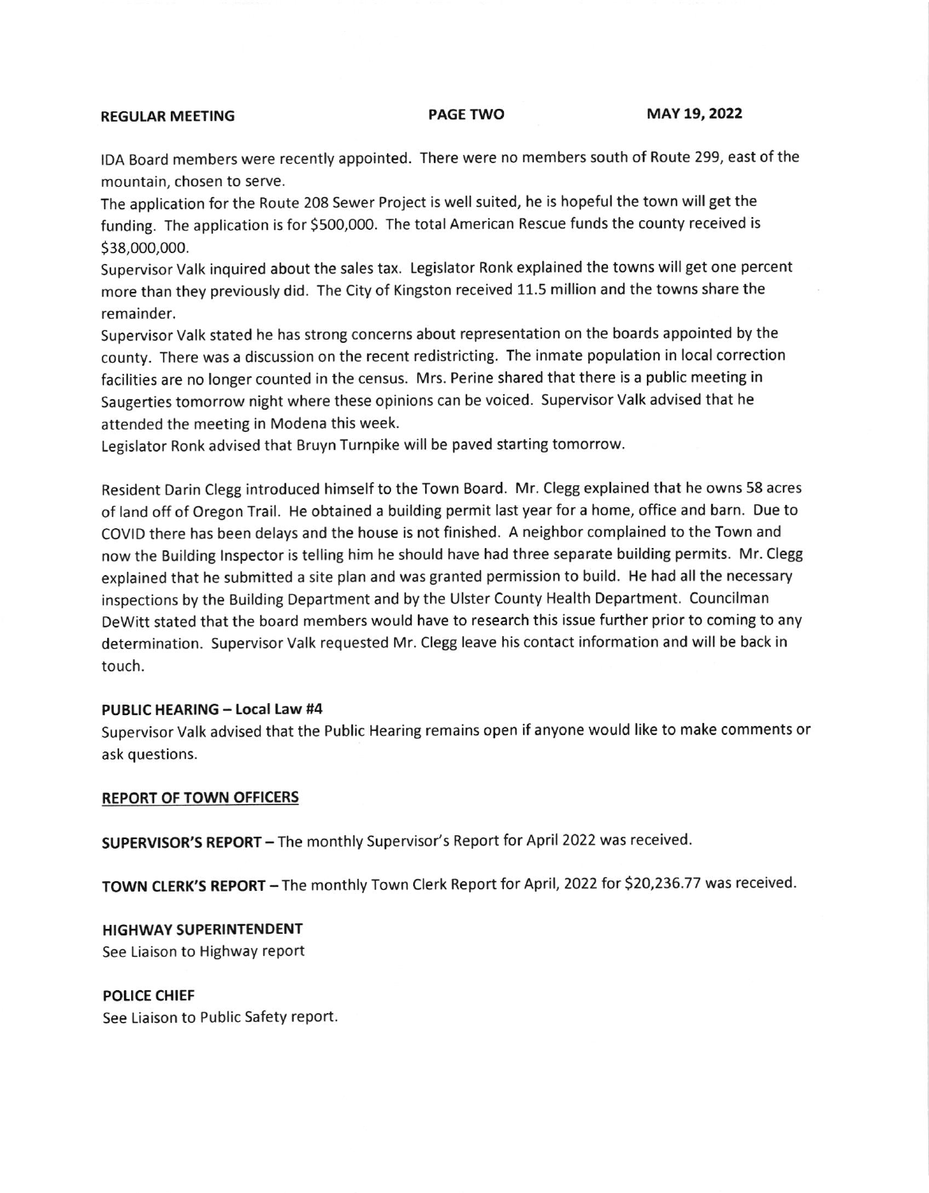IDA Board members were recently appointed. There were no members south of Route 299, east of the mountain, chosen to serve.

The application for the Route 208 Sewer Project is well suited, he is hopeful the town will get the funding. The application is for $500,000. The total American Rescue funds the county received is $38,000,000.

Supervisor Valk inquired about the sales tax. Legislator Ronk explained the towns will get one percent more than they previously did. The City of Kingston received 11.5 million and the towns share the remainder.

Supervisor Valk stated he has strong concerns about representation on the boards appointed by the county. There was a discussion on the recent redistricting. The inmate population in local correction facilities are no longer counted in the census. Mrs. Perine shared that there is a public meeting in Saugerties tomorrow night where these opinions can be voiced. Supervisor Valk advised that he attended the meeting in Modena this week.

Legislator Ronk advised that Bruyn Turnpike will be paved starting tomorrow.

Resident Darin Clegg introduced himself to the Town Board. Mr. Clegg explained that he owns 58 acres of land off of Oregon Trail. He obtained a building permit last year for a home, office and barn. Due to COVID there has been delays and the house is not finished. A neighbor complained to the Town and now the Building Inspector is telling him he should have had three separate building permits. Mr. Clegg explained that he submitted a site plan and was granted permission to build. He had all the necessary inspections by the Building Department and by the Ulster County Health Department. Councilman DeWitt stated that the board members would have to research this issue further prior to coming to any determination. Supervisor Valk requested Mr. Clegg leave his contact information and will be back in touch.

**PUBLIC HEARING – Local Law #4**

Supervisor Valk advised that the Public Hearing remains open if anyone would like to make comments or ask questions.

**REPORT OF TOWN OFFICERS**

**SUPERVISOR'S REPORT** – The monthly Supervisor's Report for April 2022 was received.

**TOWN CLERK'S REPORT** – The monthly Town Clerk Report for April, 2022 for $20,236.77 was received.

**HIGHWAY SUPERINTENDENT**

See Liaison to Highway report

**POLICE CHIEF**

See Liaison to Public Safety report.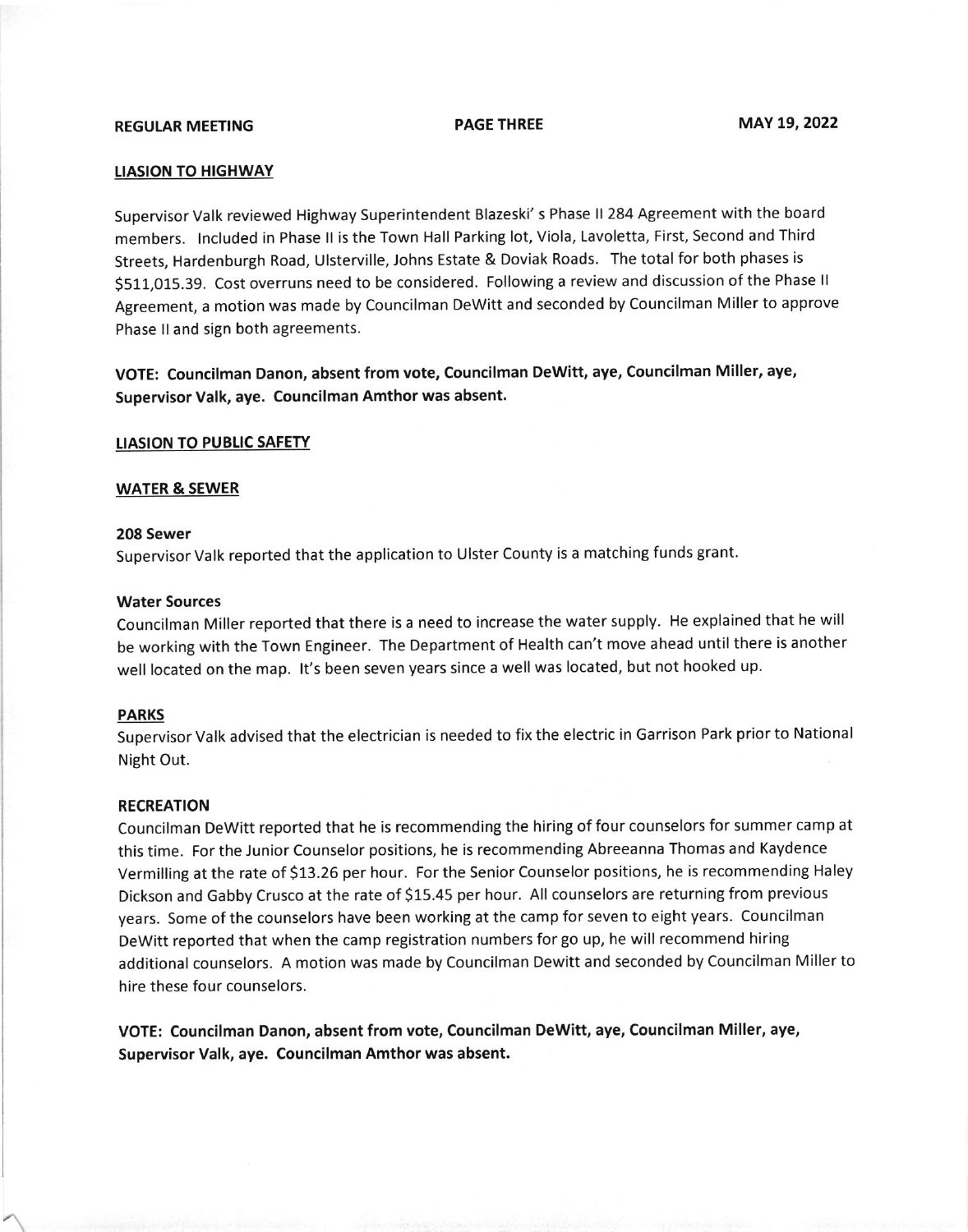**LIASION TO HIGHWAY**

Supervisor Valk reviewed Highway Superintendent Blazeski' s Phase II 284 Agreement with the board members. Included in Phase II is the Town Hall Parking lot, Viola, Lavoletta, First, Second and Third Streets, Hardenburgh Road, Ulsterville, Johns Estate & Doviak Roads. The total for both phases is $511,015.39. Cost overruns need to be considered. Following a review and discussion of the Phase II Agreement, a motion was made by Councilman DeWitt and seconded by Councilman Miller to approve Phase II and sign both agreements.

**VOTE: Councilman Danon, absent from vote, Councilman DeWitt, aye, Councilman Miller, aye, Supervisor Valk, aye. Councilman Amthor was absent.**

**LIASION TO PUBLIC SAFETY**

**WATER & SEWER**

**208 Sewer**

Supervisor Valk reported that the application to Ulster County is a matching funds grant.

**Water Sources**

Councilman Miller reported that there is a need to increase the water supply. He explained that he will be working with the Town Engineer. The Department of Health can't move ahead until there is another well located on the map. It's been seven years since a well was located, but not hooked up.

**PARKS**

Supervisor Valk advised that the electrician is needed to fix the electric in Garrison Park prior to National Night Out.

**RECREATION**

Councilman DeWitt reported that he is recommending the hiring of four counselors for summer camp at this time. For the Junior Counselor positions, he is recommending Abreeanna Thomas and Kaydence Vermilling at the rate of $13.26 per hour. For the Senior Counselor positions, he is recommending Haley Dickson and Gabby Crusco at the rate of $15.45 per hour. All counselors are returning from previous years. Some of the counselors have been working at the camp for seven to eight years. Councilman DeWitt reported that when the camp registration numbers for go up, he will recommend hiring additional counselors. A motion was made by Councilman Dewitt and seconded by Councilman Miller to hire these four counselors.

**VOTE: Councilman Danon, absent from vote, Councilman DeWitt, aye, Councilman Miller, aye, Supervisor Valk, aye. Councilman Amthor was absent.**